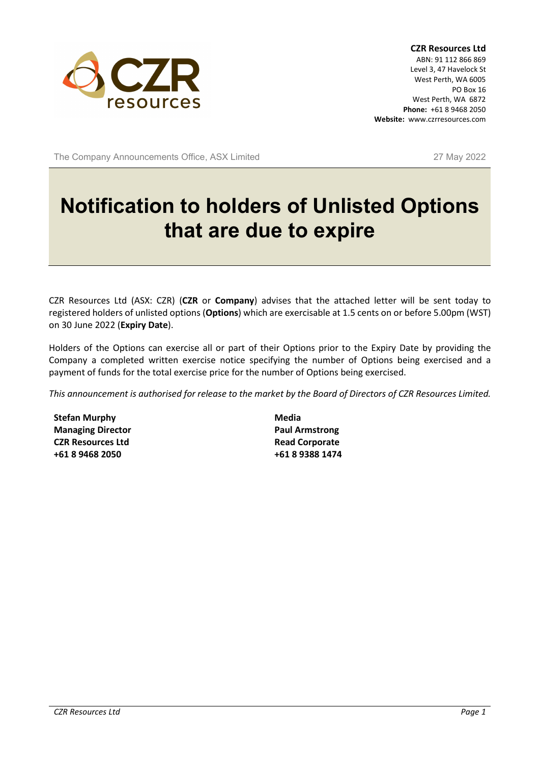**CZR Resources Ltd**
ABN: 91 112 866 869
Level 3, 47 Havelock St
West Perth, WA 6005
PO Box 16
West Perth, WA 6872
**Phone:** +61 8 9468 2050
**Website:** www.czrresources.com

The Company Announcements Office, ASX Limited

27 May 2022

# Notification to holders of Unlisted Options that are due to expire

CZR Resources Ltd (ASX: CZR) (**CZR** or **Company**) advises that the attached letter will be sent today to registered holders of unlisted options (**Options**) which are exercisable at 1.5 cents on or before 5.00pm (WST) on 30 June 2022 (**Expiry Date**).

Holders of the Options can exercise all or part of their Options prior to the Expiry Date by providing the Company a completed written exercise notice specifying the number of Options being exercised and a payment of funds for the total exercise price for the number of Options being exercised.

*This announcement is authorised for release to the market by the Board of Directors of CZR Resources Limited.*

**Stefan Murphy**
**Managing Director**
**CZR Resources Ltd**
**+61 8 9468 2050**

**Media**
**Paul Armstrong**
**Read Corporate**
**+61 8 9388 1474**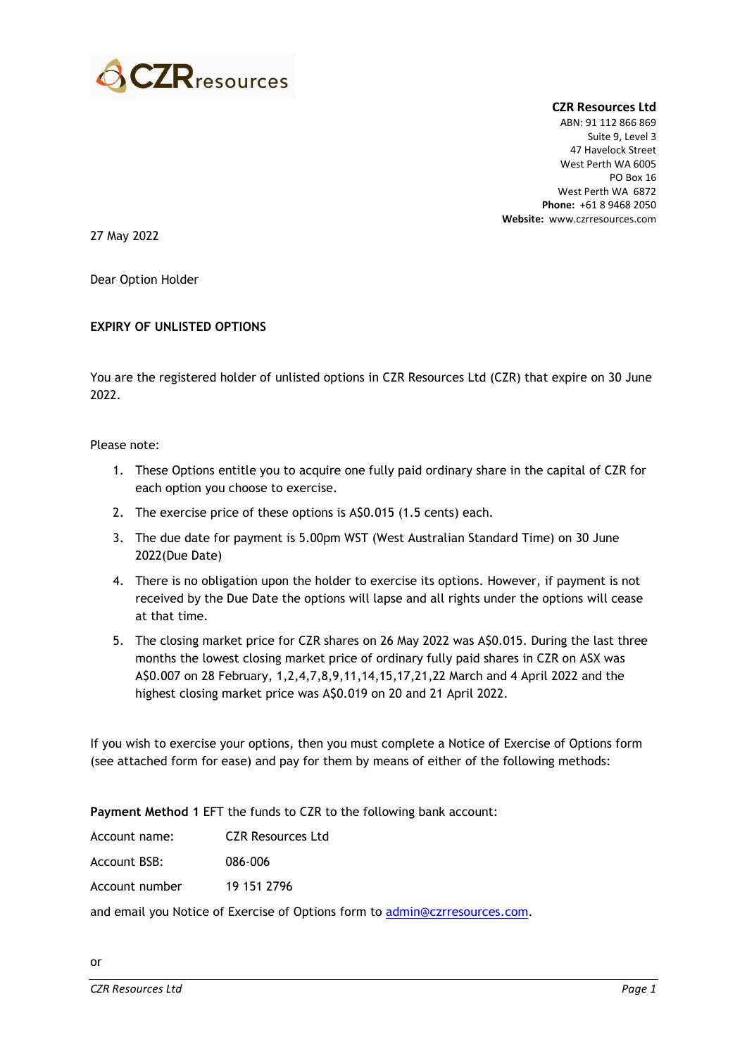**CZR Resources Ltd**
ABN: 91 112 866 869
Suite 9, Level 3
47 Havelock Street
West Perth WA 6005
PO Box 16
West Perth WA 6872
**Phone:** +61 8 9468 2050
**Website:** www.czrresources.com

27 May 2022

Dear Option Holder

**EXPIRY OF UNLISTED OPTIONS**

You are the registered holder of unlisted options in CZR Resources Ltd (CZR) that expire on 30 June 2022.

Please note:

1. These Options entitle you to acquire one fully paid ordinary share in the capital of CZR for each option you choose to exercise.
2. The exercise price of these options is A$0.015 (1.5 cents) each.
3. The due date for payment is 5.00pm WST (West Australian Standard Time) on 30 June 2022(Due Date)
4. There is no obligation upon the holder to exercise its options. However, if payment is not received by the Due Date the options will lapse and all rights under the options will cease at that time.
5. The closing market price for CZR shares on 26 May 2022 was A$0.015. During the last three months the lowest closing market price of ordinary fully paid shares in CZR on ASX was A$0.007 on 28 February, 1,2,4,7,8,9,11,14,15,17,21,22 March and 4 April 2022 and the highest closing market price was A$0.019 on 20 and 21 April 2022.

If you wish to exercise your options, then you must complete a Notice of Exercise of Options form (see attached form for ease) and pay for them by means of either of the following methods:

**Payment Method 1** EFT the funds to CZR to the following bank account:

Account name: CZR Resources Ltd

Account BSB: 086-006

Account number 19 151 2796

and email you Notice of Exercise of Options form to admin@czrresources.com.

or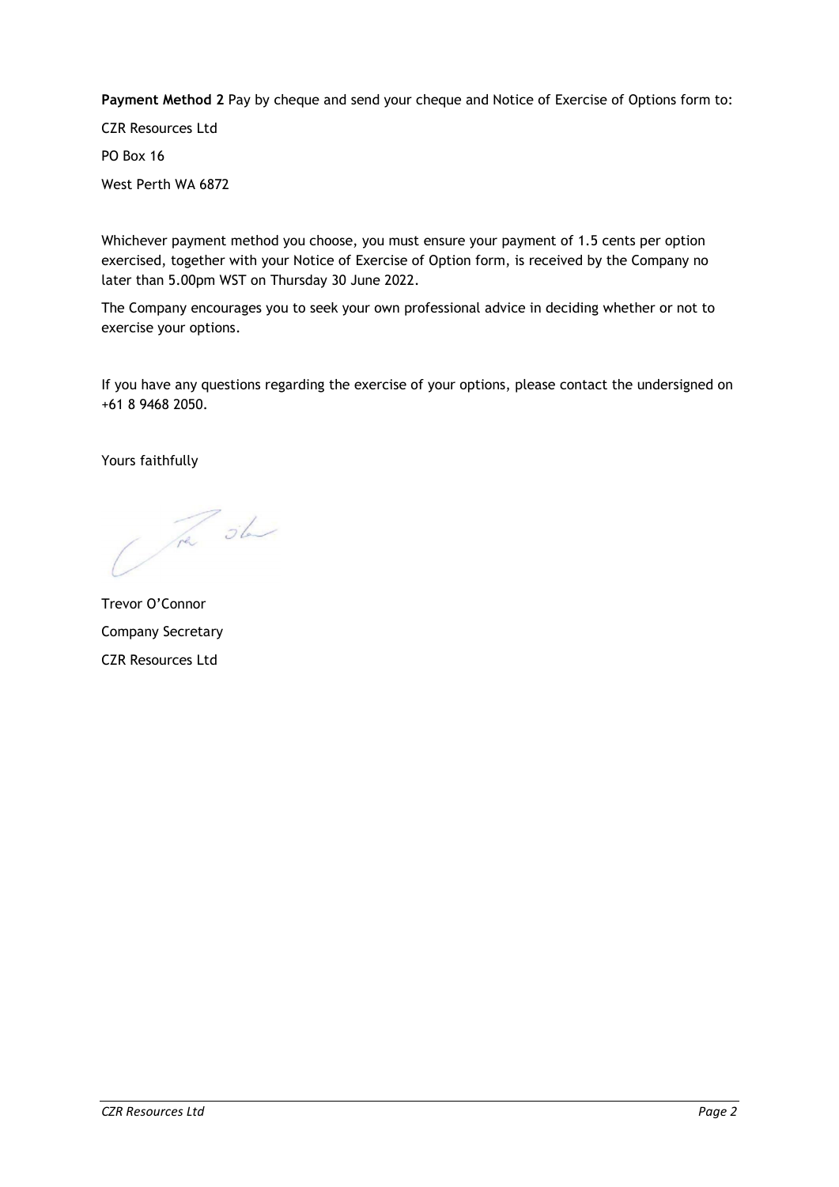**Payment Method 2** Pay by cheque and send your cheque and Notice of Exercise of Options form to:

CZR Resources Ltd

PO Box 16

West Perth WA 6872

Whichever payment method you choose, you must ensure your payment of 1.5 cents per option exercised, together with your Notice of Exercise of Option form, is received by the Company no later than 5.00pm WST on Thursday 30 June 2022.

The Company encourages you to seek your own professional advice in deciding whether or not to exercise your options.

If you have any questions regarding the exercise of your options, please contact the undersigned on +61 8 9468 2050.

Yours faithfully

Trevor O'Connor
Company Secretary
CZR Resources Ltd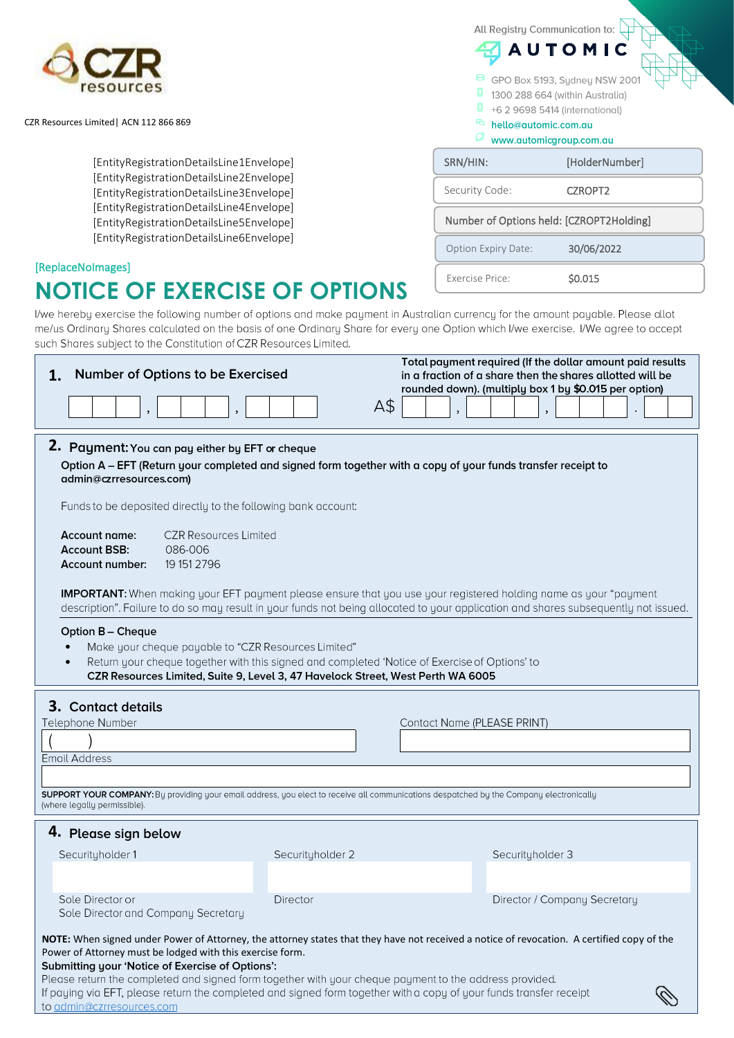CZR resources

CZR Resources Limited| ACN 112 866 869

All Registry Communication to:

AUTOMIC

GPO Box 5193, Sydney NSW 2001
1300 288 664 (within Australia)
+6 2 9698 5414 (international)
hello@automic.com.au
www.automicgroup.com.au

[EntityRegistrationDetailsLine1Envelope]
[EntityRegistrationDetailsLine2Envelope]
[EntityRegistrationDetailsLine3Envelope]
[EntityRegistrationDetailsLine4Envelope]
[EntityRegistrationDetailsLine5Envelope]
[EntityRegistrationDetailsLine6Envelope]

| | |
|---|---|
| SRN/HIN: | [HolderNumber] |
| Security Code: | CZROPT2 |
| Number of Options held: [CZROPT2Holding] | |
| Option Expiry Date: | 30/06/2022 |
| Exercise Price: | $0.015 |

[ReplaceNoImages]

# NOTICE OF EXERCISE OF OPTIONS

I/we hereby exercise the following number of options and make payment in Australian currency for the amount payable. Please allot me/us Ordinary Shares calculated on the basis of one Ordinary Share for every one Option which I/we exercise. I/We agree to accept such Shares subject to the Constitution of CZR Resources Limited.

## 1. Number of Options to be Exercised

__ __ __ , __ __ __ , __ __ __

**Total payment required (If the dollar amount paid results in a fraction of a share then the shares allotted will be rounded down). (multiply box 1 by $0.015 per option)**

A$ __ __ , __ __ __ , __ __ __ . __ __

## 2. Payment: You can pay either by EFT or cheque

**Option A – EFT (Return your completed and signed form together with a copy of your funds transfer receipt to admin@czrresources.com)**

Funds to be deposited directly to the following bank account:

**Account name:** CZR Resources Limited
**Account BSB:** 086-006
**Account number:** 19 151 2796

**IMPORTANT:** When making your EFT payment please ensure that you use your registered holding name as your "payment description". Failure to do so may result in your funds not being allocated to your application and shares subsequently not issued.

**Option B – Cheque**

- Make your cheque payable to "CZR Resources Limited"
- Return your cheque together with this signed and completed 'Notice of Exercise of Options' to **CZR Resources Limited, Suite 9, Level 3, 47 Havelock Street, West Perth WA 6005**

## 3. Contact details

Telephone Number ( )

Contact Name (PLEASE PRINT)

Email Address

**SUPPORT YOUR COMPANY:** By providing your email address, you elect to receive all communications despatched by the Company electronically (where legally permissible).

## 4. Please sign below

| Securityholder 1 | Securityholder 2 | Securityholder 3 |
|---|---|---|
| | | |
| Sole Director or Sole Director and Company Secretary | Director | Director / Company Secretary |

**NOTE:** When signed under Power of Attorney, the attorney states that they have not received a notice of revocation. A certified copy of the Power of Attorney must be lodged with this exercise form.

**Submitting your 'Notice of Exercise of Options':**

Please return the completed and signed form together with your cheque payment to the address provided.
If paying via EFT, please return the completed and signed form together with a copy of your funds transfer receipt to admin@czrresources.com